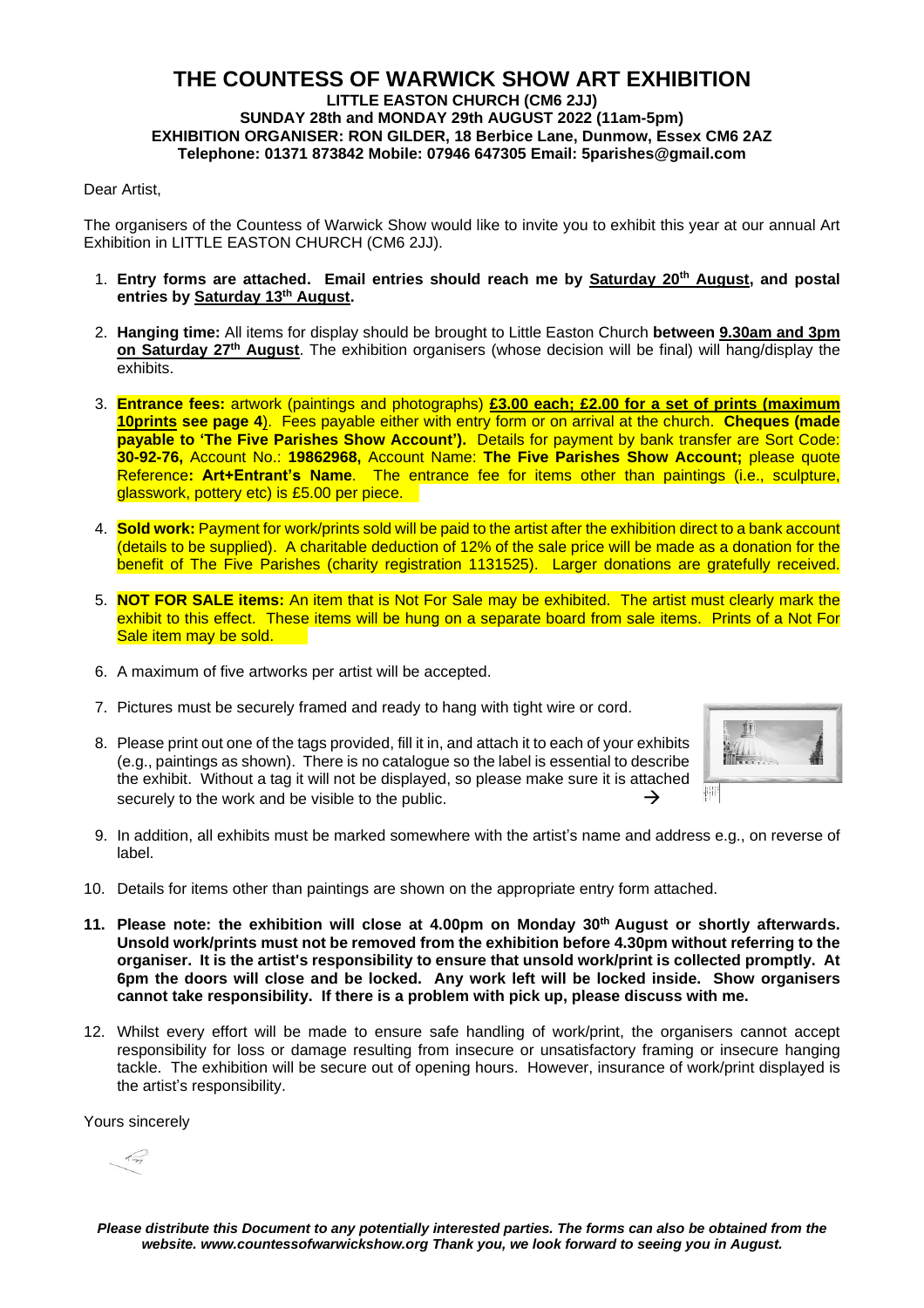# THE COUNTESS OF WARWICK SHOW ART EXHIBITION

**LITTLE EASTON CHURCH (CM6 2JJ)**
**SUNDAY 28th and MONDAY 29th AUGUST 2022 (11am-5pm)**
**EXHIBITION ORGANISER: RON GILDER, 18 Berbice Lane, Dunmow, Essex CM6 2AZ**
**Telephone: 01371 873842 Mobile: 07946 647305 Email: 5parishes@gmail.com**

Dear Artist,

The organisers of the Countess of Warwick Show would like to invite you to exhibit this year at our annual Art Exhibition in LITTLE EASTON CHURCH (CM6 2JJ).

1. **Entry forms are attached. Email entries should reach me by Saturday 20th August, and postal entries by Saturday 13th August.**

2. **Hanging time:** All items for display should be brought to Little Easton Church **between 9.30am and 3pm on Saturday 27th August**. The exhibition organisers (whose decision will be final) will hang/display the exhibits.

3. **Entrance fees:** artwork (paintings and photographs) **£3.00 each; £2.00 for a set of prints (maximum 10prints see page 4**). Fees payable either with entry form or on arrival at the church. **Cheques (made payable to 'The Five Parishes Show Account').** Details for payment by bank transfer are Sort Code: **30-92-76,** Account No.: **19862968,** Account Name: **The Five Parishes Show Account;** please quote Reference**: Art+Entrant's Name**. The entrance fee for items other than paintings (i.e., sculpture, glasswork, pottery etc) is £5.00 per piece.

4. **Sold work:** Payment for work/prints sold will be paid to the artist after the exhibition direct to a bank account (details to be supplied). A charitable deduction of 12% of the sale price will be made as a donation for the benefit of The Five Parishes (charity registration 1131525). Larger donations are gratefully received.

5. **NOT FOR SALE items:** An item that is Not For Sale may be exhibited. The artist must clearly mark the exhibit to this effect. These items will be hung on a separate board from sale items. Prints of a Not For Sale item may be sold.

6. A maximum of five artworks per artist will be accepted.

7. Pictures must be securely framed and ready to hang with tight wire or cord.

8. Please print out one of the tags provided, fill it in, and attach it to each of your exhibits (e.g., paintings as shown). There is no catalogue so the label is essential to describe the exhibit. Without a tag it will not be displayed, so please make sure it is attached securely to the work and be visible to the public. →

9. In addition, all exhibits must be marked somewhere with the artist's name and address e.g., on reverse of label.

10. Details for items other than paintings are shown on the appropriate entry form attached.

11. **Please note: the exhibition will close at 4.00pm on Monday 30th August or shortly afterwards. Unsold work/prints must not be removed from the exhibition before 4.30pm without referring to the organiser. It is the artist's responsibility to ensure that unsold work/print is collected promptly. At 6pm the doors will close and be locked. Any work left will be locked inside. Show organisers cannot take responsibility. If there is a problem with pick up, please discuss with me.**

12. Whilst every effort will be made to ensure safe handling of work/print, the organisers cannot accept responsibility for loss or damage resulting from insecure or unsatisfactory framing or insecure hanging tackle. The exhibition will be secure out of opening hours. However, insurance of work/print displayed is the artist's responsibility.

Yours sincerely

***Please distribute this Document to any potentially interested parties. The forms can also be obtained from the website. www.countessofwarwickshow.org Thank you, we look forward to seeing you in August.***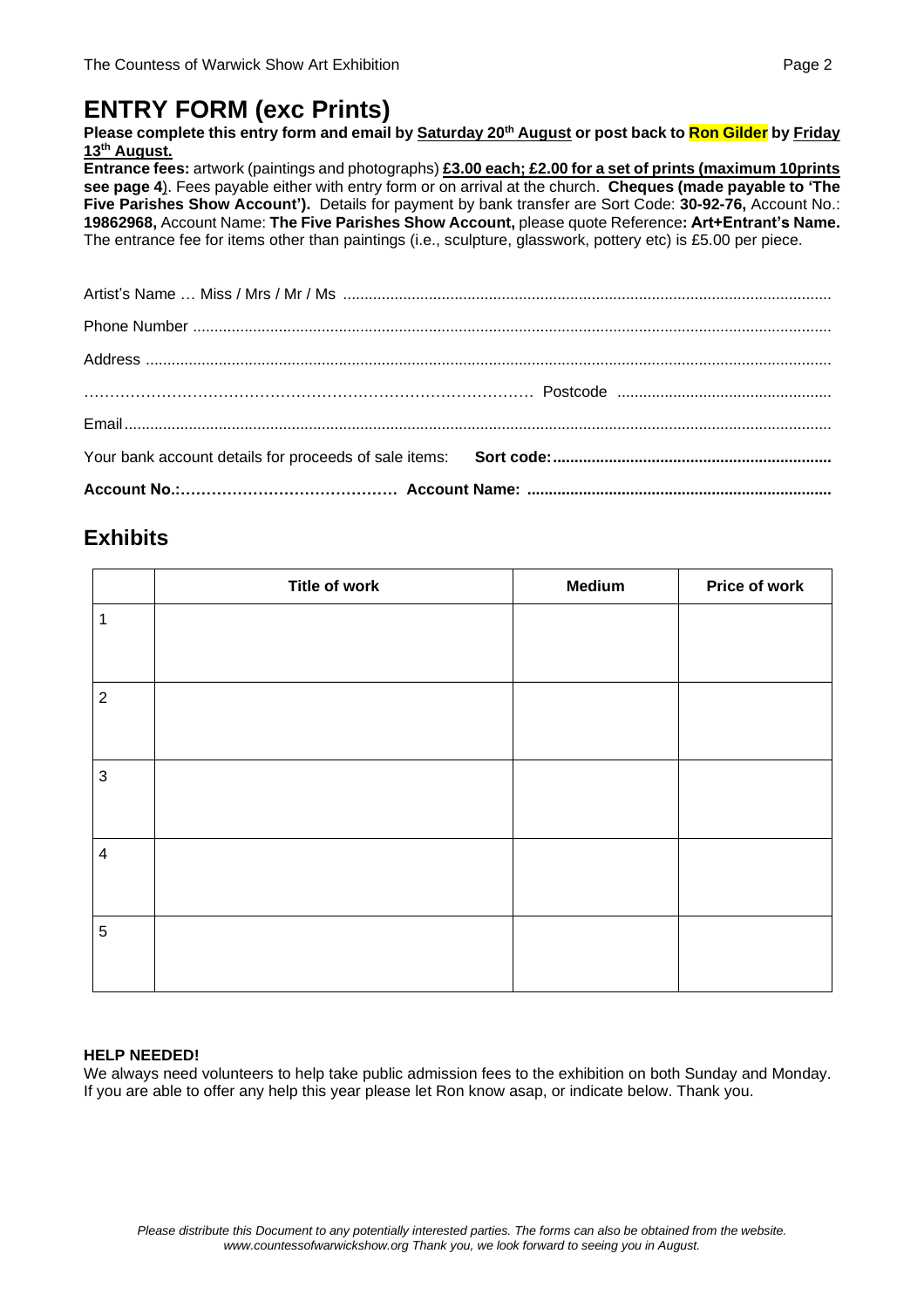# ENTRY FORM (exc Prints)

**Please complete this entry form and email by Saturday 20th August or post back to Ron Gilder by Friday 13th August.**

**Entrance fees:** artwork (paintings and photographs) **£3.00 each; £2.00 for a set of prints (maximum 10prints see page 4**). Fees payable either with entry form or on arrival at the church. **Cheques (made payable to 'The Five Parishes Show Account').** Details for payment by bank transfer are Sort Code: **30-92-76,** Account No.: **19862968,** Account Name: **The Five Parishes Show Account,** please quote Reference**: Art+Entrant's Name.** The entrance fee for items other than paintings (i.e., sculpture, glasswork, pottery etc) is £5.00 per piece.

Artist's Name … Miss / Mrs / Mr / Ms ..............................................................................................................

Phone Number ..................................................................................................................................................

Address ............................................................................................................................................................

………………………………………………………………………… Postcode ................................................

Email.................................................................................................................................................................

Your bank account details for proceeds of sale items: **Sort code:...............................................................**

**Account No.:…………………………………… Account Name: ....................................................................**

## Exhibits

| | Title of work | Medium | Price of work |
|---|---|---|---|
| 1 | | | |
| 2 | | | |
| 3 | | | |
| 4 | | | |
| 5 | | | |

**HELP NEEDED!**

We always need volunteers to help take public admission fees to the exhibition on both Sunday and Monday. If you are able to offer any help this year please let Ron know asap, or indicate below. Thank you.

*Please distribute this Document to any potentially interested parties. The forms can also be obtained from the website. www.countessofwarwickshow.org Thank you, we look forward to seeing you in August.*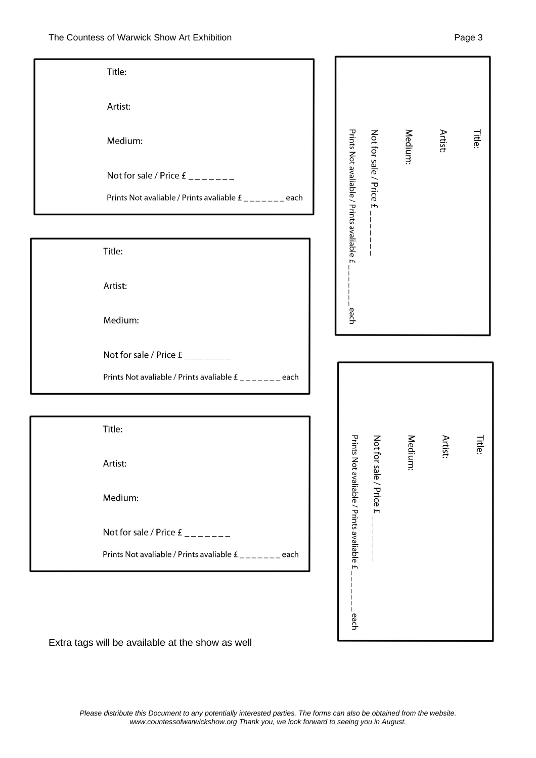Title:

Artist:

Medium:

Not for sale / Price £ _ _ _ _ _ _ _

Prints Not avaliable / Prints avaliable £ _ _ _ _ _ _ _ each

---

Title:

Artist:

Medium:

Not for sale / Price £ _ _ _ _ _ _ _

Prints Not avaliable / Prints avaliable £ _ _ _ _ _ _ _ each

---

Title:

Artist:

Medium:

Not for sale / Price £ _ _ _ _ _ _ _

Prints Not avaliable / Prints avaliable £ _ _ _ _ _ _ _ each

---

Title:

Artist:

Medium:

Not for sale / Price £ _ _ _ _ _ _ _

Prints Not avaliable / Prints avaliable £ _ _ _ _ _ _ _ each

---

Title:

Artist:

Medium:

Not for sale / Price £ _ _ _ _ _ _ _

Prints Not avaliable / Prints avaliable £ _ _ _ _ _ _ _ each

---

Extra tags will be available at the show as well

*Please distribute this Document to any potentially interested parties. The forms can also be obtained from the website. www.countessofwarwickshow.org Thank you, we look forward to seeing you in August.*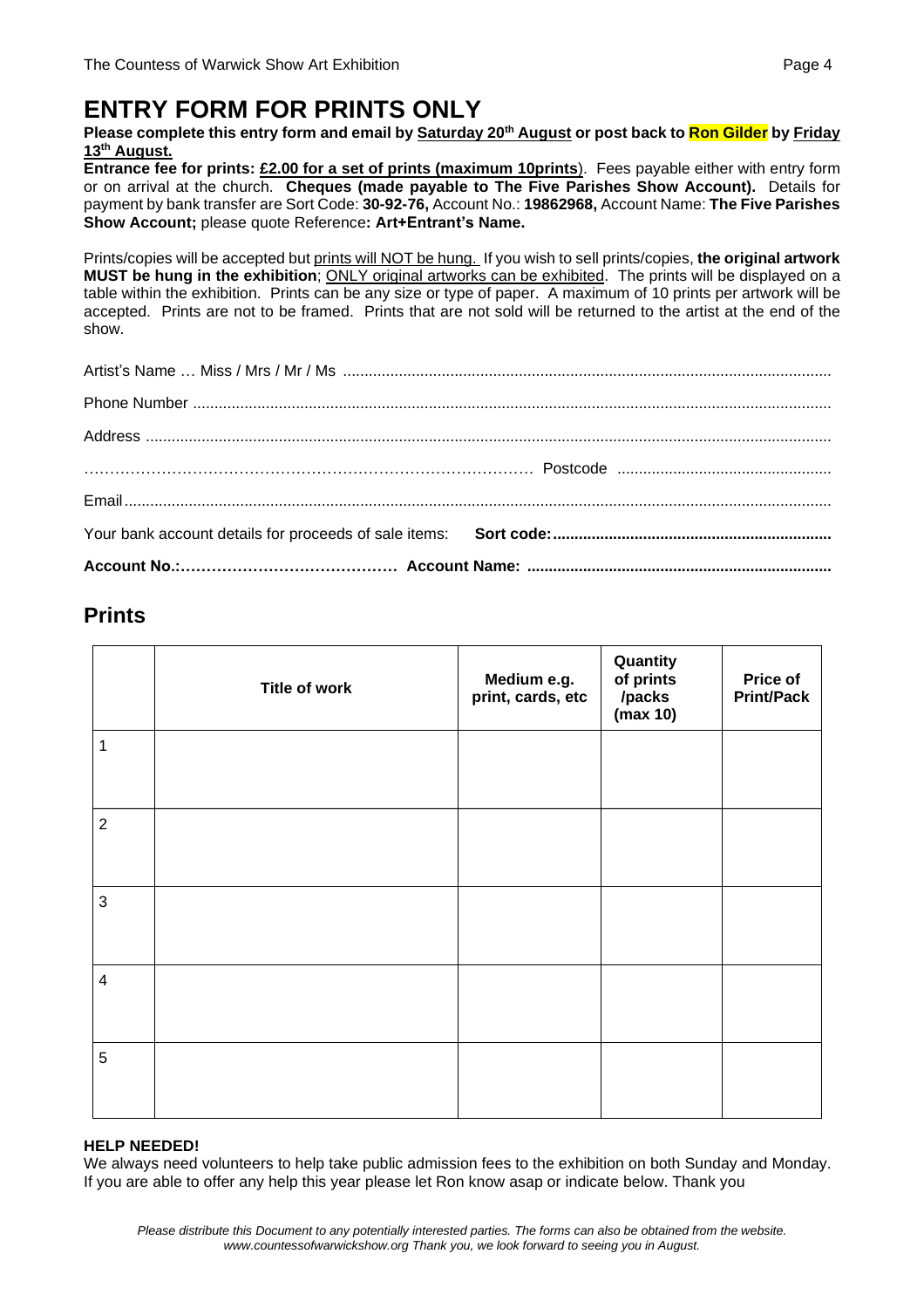# ENTRY FORM FOR PRINTS ONLY

**Please complete this entry form and email by Saturday 20th August or post back to Ron Gilder by Friday 13th August.**

**Entrance fee for prints: £2.00 for a set of prints (maximum 10prints**). Fees payable either with entry form or on arrival at the church. **Cheques (made payable to The Five Parishes Show Account).** Details for payment by bank transfer are Sort Code: **30-92-76,** Account No.: **19862968,** Account Name: **The Five Parishes Show Account;** please quote Reference**: Art+Entrant's Name.**

Prints/copies will be accepted but prints will NOT be hung. If you wish to sell prints/copies, **the original artwork MUST be hung in the exhibition**; ONLY original artworks can be exhibited. The prints will be displayed on a table within the exhibition. Prints can be any size or type of paper. A maximum of 10 prints per artwork will be accepted. Prints are not to be framed. Prints that are not sold will be returned to the artist at the end of the show.

Artist's Name … Miss / Mrs / Mr / Ms ..................................................................................................................

Phone Number ...................................................................................................................................................

Address ..............................................................................................................................................................

………………………………………………………………………… Postcode .................................................

Email...................................................................................................................................................................

Your bank account details for proceeds of sale items: **Sort code:................................................................**

**Account No.:…………………………………… Account Name: ......................................................................**

## Prints

| | Title of work | Medium e.g. print, cards, etc | Quantity of prints /packs (max 10) | Price of Print/Pack |
|---|---|---|---|---|
| 1 | | | | |
| 2 | | | | |
| 3 | | | | |
| 4 | | | | |
| 5 | | | | |

**HELP NEEDED!**

We always need volunteers to help take public admission fees to the exhibition on both Sunday and Monday. If you are able to offer any help this year please let Ron know asap or indicate below. Thank you

*Please distribute this Document to any potentially interested parties. The forms can also be obtained from the website. www.countessofwarwickshow.org Thank you, we look forward to seeing you in August.*